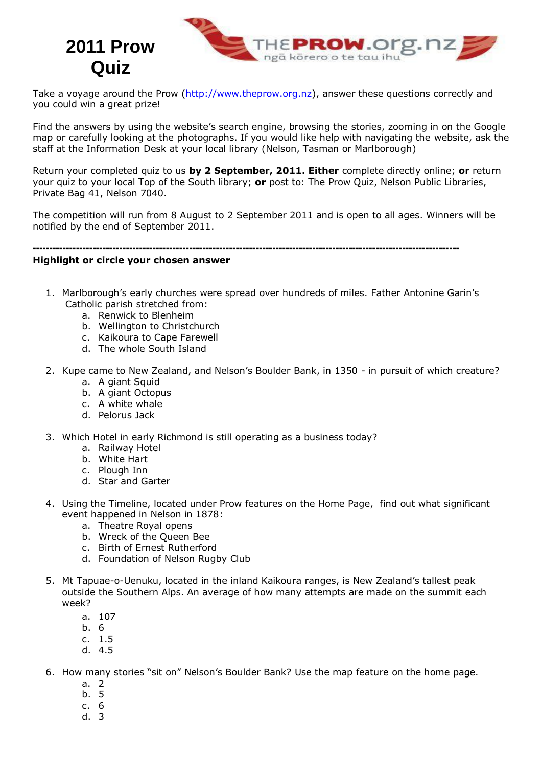# 2011 Prow Quiz

THEPROW.org.nz
ngā kōrero o te tau ihu

Take a voyage around the Prow (http://www.theprow.org.nz), answer these questions correctly and you could win a great prize!

Find the answers by using the website's search engine, browsing the stories, zooming in on the Google map or carefully looking at the photographs. If you would like help with navigating the website, ask the staff at the Information Desk at your local library (Nelson, Tasman or Marlborough)

Return your completed quiz to us **by 2 September, 2011. Either** complete directly online; **or** return your quiz to your local Top of the South library; **or** post to: The Prow Quiz, Nelson Public Libraries, Private Bag 41, Nelson 7040.

The competition will run from 8 August to 2 September 2011 and is open to all ages. Winners will be notified by the end of September 2011.

---

**Highlight or circle your chosen answer**

1. Marlborough's early churches were spread over hundreds of miles. Father Antonine Garin's Catholic parish stretched from:
   a. Renwick to Blenheim
   b. Wellington to Christchurch
   c. Kaikoura to Cape Farewell
   d. The whole South Island

2. Kupe came to New Zealand, and Nelson's Boulder Bank, in 1350 - in pursuit of which creature?
   a. A giant Squid
   b. A giant Octopus
   c. A white whale
   d. Pelorus Jack

3. Which Hotel in early Richmond is still operating as a business today?
   a. Railway Hotel
   b. White Hart
   c. Plough Inn
   d. Star and Garter

4. Using the Timeline, located under Prow features on the Home Page, find out what significant event happened in Nelson in 1878:
   a. Theatre Royal opens
   b. Wreck of the Queen Bee
   c. Birth of Ernest Rutherford
   d. Foundation of Nelson Rugby Club

5. Mt Tapuae-o-Uenuku, located in the inland Kaikoura ranges, is New Zealand's tallest peak outside the Southern Alps. An average of how many attempts are made on the summit each week?
   a. 107
   b. 6
   c. 1.5
   d. 4.5

6. How many stories "sit on" Nelson's Boulder Bank? Use the map feature on the home page.
   a. 2
   b. 5
   c. 6
   d. 3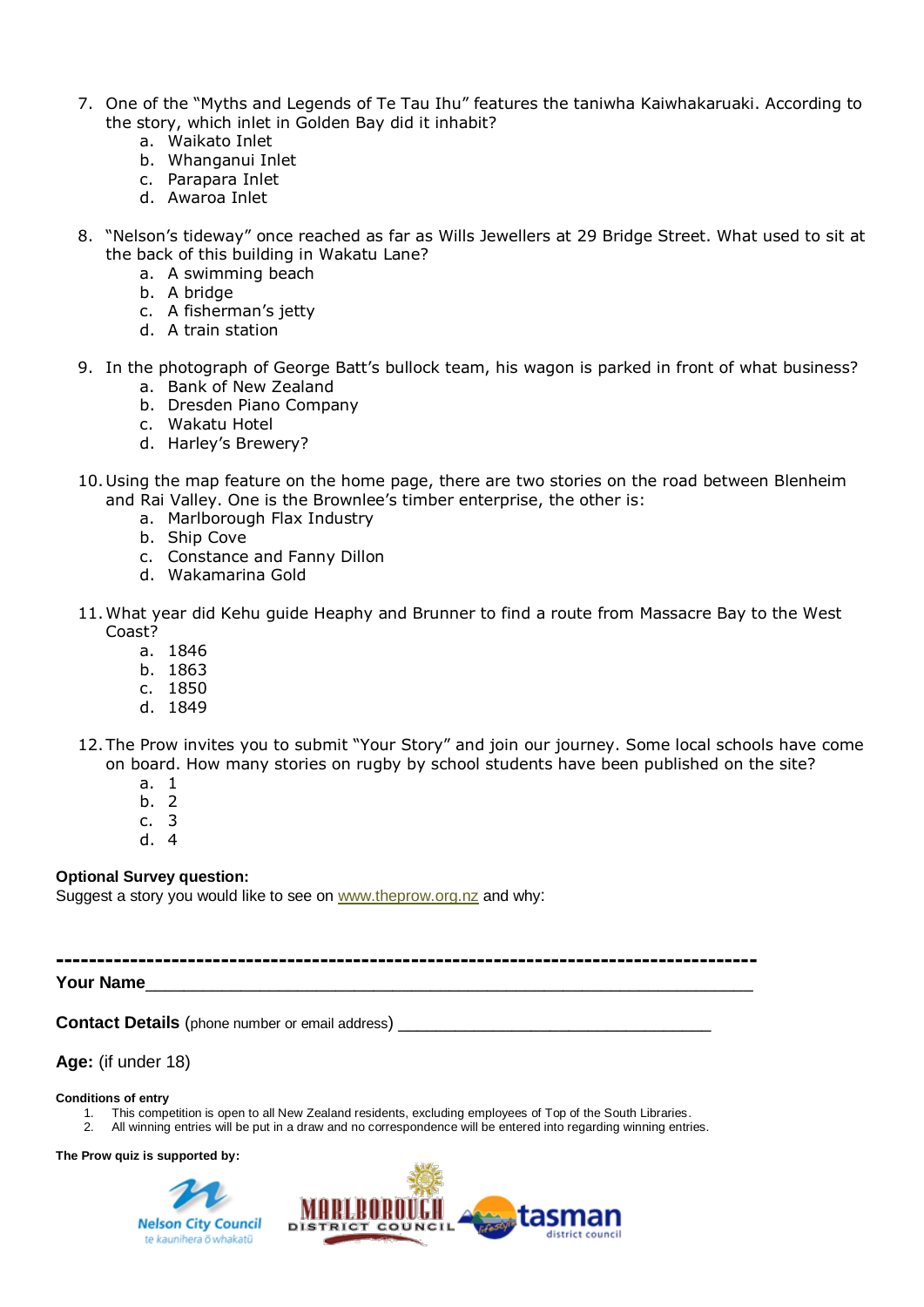7. One of the "Myths and Legends of Te Tau Ihu" features the taniwha Kaiwhakaruaki. According to the story, which inlet in Golden Bay did it inhabit?
   a. Waikato Inlet
   b. Whanganui Inlet
   c. Parapara Inlet
   d. Awaroa Inlet

8. "Nelson's tideway" once reached as far as Wills Jewellers at 29 Bridge Street. What used to sit at the back of this building in Wakatu Lane?
   a. A swimming beach
   b. A bridge
   c. A fisherman's jetty
   d. A train station

9. In the photograph of George Batt's bullock team, his wagon is parked in front of what business?
   a. Bank of New Zealand
   b. Dresden Piano Company
   c. Wakatu Hotel
   d. Harley's Brewery?

10. Using the map feature on the home page, there are two stories on the road between Blenheim and Rai Valley. One is the Brownlee's timber enterprise, the other is:
    a. Marlborough Flax Industry
    b. Ship Cove
    c. Constance and Fanny Dillon
    d. Wakamarina Gold

11. What year did Kehu guide Heaphy and Brunner to find a route from Massacre Bay to the West Coast?
    a. 1846
    b. 1863
    c. 1850
    d. 1849

12. The Prow invites you to submit "Your Story" and join our journey. Some local schools have come on board. How many stories on rugby by school students have been published on the site?
    a. 1
    b. 2
    c. 3
    d. 4

**Optional Survey question:**
Suggest a story you would like to see on www.theprow.org.nz and why:

---

**Your Name**\_\_\_\_\_\_\_\_\_\_\_\_\_\_\_\_\_\_\_\_\_\_\_\_\_\_\_\_\_\_\_\_\_\_\_\_\_\_\_\_\_\_\_\_\_\_\_\_\_\_\_\_\_\_\_\_\_\_\_\_

**Contact Details** (phone number or email address) \_\_\_\_\_\_\_\_\_\_\_\_\_\_\_\_\_\_\_\_\_\_\_\_\_\_\_\_\_\_\_\_

**Age:** (if under 18)

**Conditions of entry**
1. This competition is open to all New Zealand residents, excluding employees of Top of the South Libraries.
2. All winning entries will be put in a draw and no correspondence will be entered into regarding winning entries.

**The Prow quiz is supported by:**

Nelson City Council
te kaunihera o whakatū

MARLBOROUGH DISTRICT COUNCIL

tasman district council